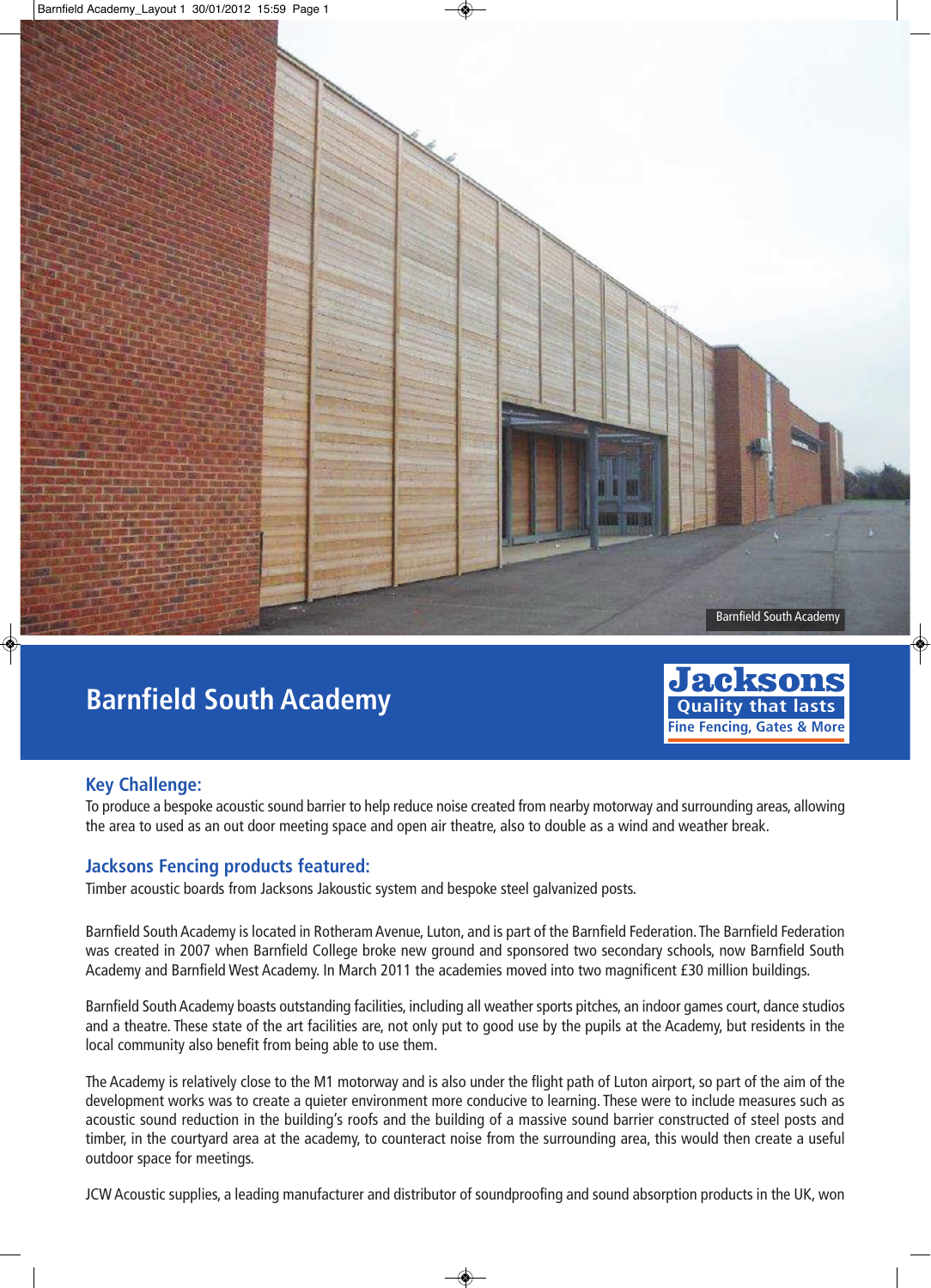# Barnfield South Academy

Jacksons
Quality that lasts
Fine Fencing, Gates & More

## Key Challenge:

To produce a bespoke acoustic sound barrier to help reduce noise created from nearby motorway and surrounding areas, allowing the area to used as an out door meeting space and open air theatre, also to double as a wind and weather break.

## Jacksons Fencing products featured:

Timber acoustic boards from Jacksons Jakoustic system and bespoke steel galvanized posts.

Barnfield South Academy is located in Rotheram Avenue, Luton, and is part of the Barnfield Federation. The Barnfield Federation was created in 2007 when Barnfield College broke new ground and sponsored two secondary schools, now Barnfield South Academy and Barnfield West Academy. In March 2011 the academies moved into two magnificent £30 million buildings.

Barnfield South Academy boasts outstanding facilities, including all weather sports pitches, an indoor games court, dance studios and a theatre. These state of the art facilities are, not only put to good use by the pupils at the Academy, but residents in the local community also benefit from being able to use them.

The Academy is relatively close to the M1 motorway and is also under the flight path of Luton airport, so part of the aim of the development works was to create a quieter environment more conducive to learning. These were to include measures such as acoustic sound reduction in the building's roofs and the building of a massive sound barrier constructed of steel posts and timber, in the courtyard area at the academy, to counteract noise from the surrounding area, this would then create a useful outdoor space for meetings.

JCW Acoustic supplies, a leading manufacturer and distributor of soundproofing and sound absorption products in the UK, won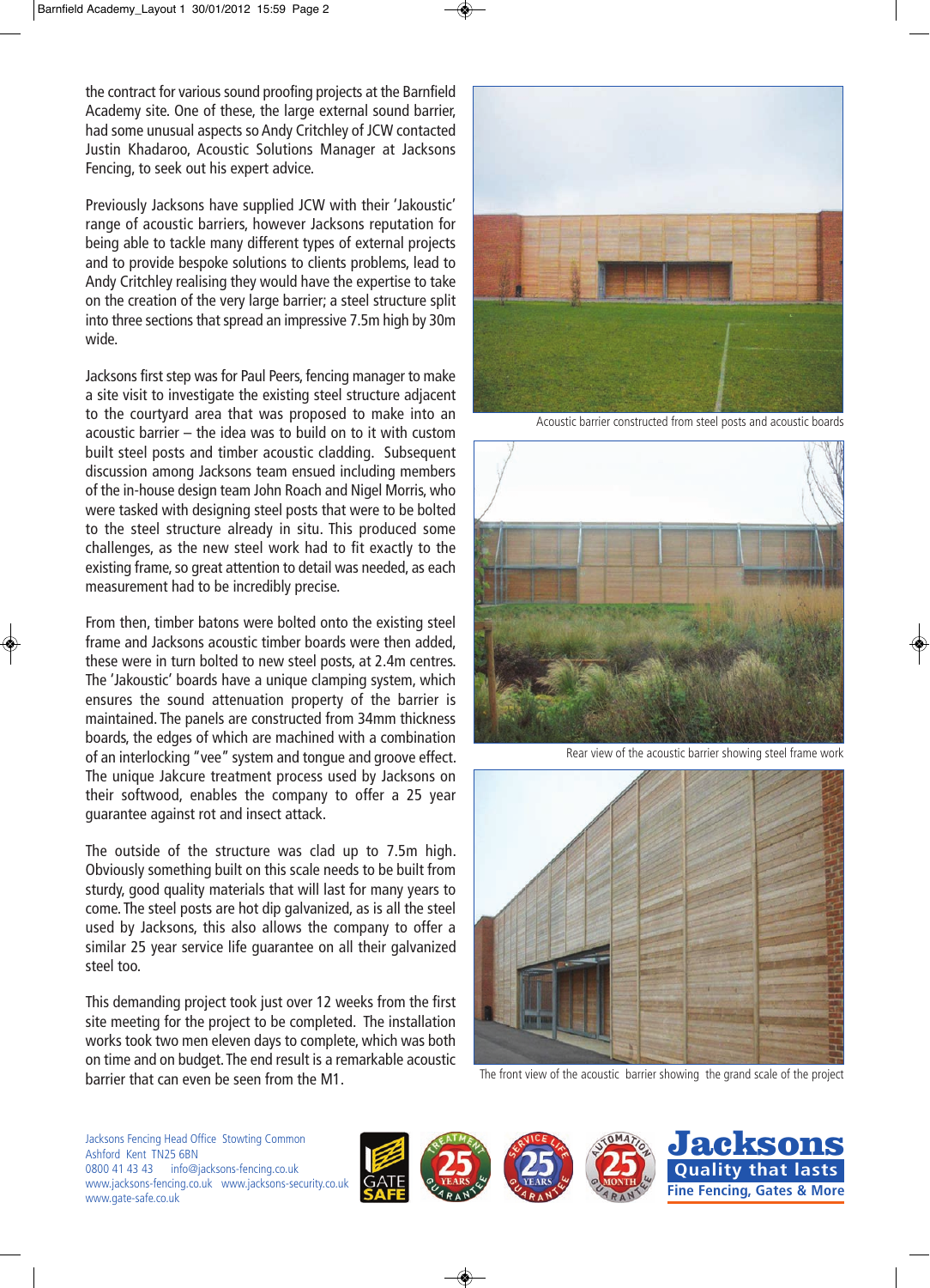the contract for various sound proofing projects at the Barnfield Academy site. One of these, the large external sound barrier, had some unusual aspects so Andy Critchley of JCW contacted Justin Khadaroo, Acoustic Solutions Manager at Jacksons Fencing, to seek out his expert advice.

Previously Jacksons have supplied JCW with their 'Jakoustic' range of acoustic barriers, however Jacksons reputation for being able to tackle many different types of external projects and to provide bespoke solutions to clients problems, lead to Andy Critchley realising they would have the expertise to take on the creation of the very large barrier; a steel structure split into three sections that spread an impressive 7.5m high by 30m wide.

Jacksons first step was for Paul Peers, fencing manager to make a site visit to investigate the existing steel structure adjacent to the courtyard area that was proposed to make into an acoustic barrier – the idea was to build on to it with custom built steel posts and timber acoustic cladding. Subsequent discussion among Jacksons team ensued including members of the in-house design team John Roach and Nigel Morris, who were tasked with designing steel posts that were to be bolted to the steel structure already in situ. This produced some challenges, as the new steel work had to fit exactly to the existing frame, so great attention to detail was needed, as each measurement had to be incredibly precise.

From then, timber batons were bolted onto the existing steel frame and Jacksons acoustic timber boards were then added, these were in turn bolted to new steel posts, at 2.4m centres. The 'Jakoustic' boards have a unique clamping system, which ensures the sound attenuation property of the barrier is maintained. The panels are constructed from 34mm thickness boards, the edges of which are machined with a combination of an interlocking "vee" system and tongue and groove effect. The unique Jakcure treatment process used by Jacksons on their softwood, enables the company to offer a 25 year guarantee against rot and insect attack.

The outside of the structure was clad up to 7.5m high. Obviously something built on this scale needs to be built from sturdy, good quality materials that will last for many years to come. The steel posts are hot dip galvanized, as is all the steel used by Jacksons, this also allows the company to offer a similar 25 year service life guarantee on all their galvanized steel too.

This demanding project took just over 12 weeks from the first site meeting for the project to be completed. The installation works took two men eleven days to complete, which was both on time and on budget. The end result is a remarkable acoustic barrier that can even be seen from the M1.

Acoustic barrier constructed from steel posts and acoustic boards

Rear view of the acoustic barrier showing steel frame work

The front view of the acoustic barrier showing the grand scale of the project

Jacksons Fencing Head Office Stowting Common
Ashford Kent TN25 6BN
0800 41 43 43 info@jacksons-fencing.co.uk
www.jacksons-fencing.co.uk www.jacksons-security.co.uk
www.gate-safe.co.uk

GATE SAFE

Treatment 25 Years Guarantee

Service Life 25 Years Guarantee

Automation 25 Month Guarantee

**Jacksons**
**Quality that lasts**
**Fine Fencing, Gates & More**